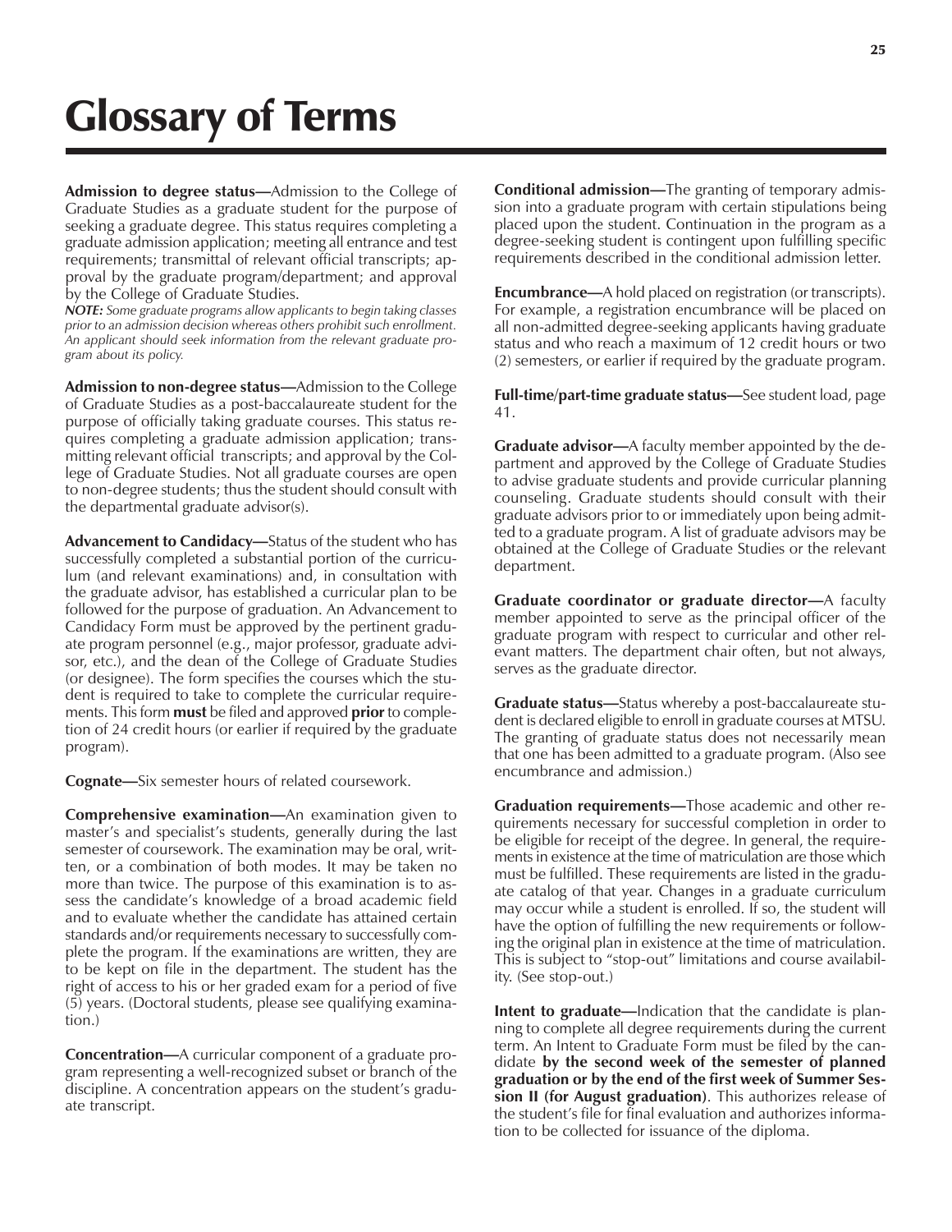# Glossary of Terms

**Admission to degree status—**Admission to the College of Graduate Studies as a graduate student for the purpose of seeking a graduate degree. This status requires completing a graduate admission application; meeting all entrance and test requirements; transmittal of relevant official transcripts; approval by the graduate program/department; and approval by the College of Graduate Studies.

***NOTE:** Some graduate programs allow applicants to begin taking classes prior to an admission decision whereas others prohibit such enrollment. An applicant should seek information from the relevant graduate program about its policy.*

**Admission to non-degree status—**Admission to the College of Graduate Studies as a post-baccalaureate student for the purpose of officially taking graduate courses. This status requires completing a graduate admission application; transmitting relevant official transcripts; and approval by the College of Graduate Studies. Not all graduate courses are open to non-degree students; thus the student should consult with the departmental graduate advisor(s).

**Advancement to Candidacy—**Status of the student who has successfully completed a substantial portion of the curriculum (and relevant examinations) and, in consultation with the graduate advisor, has established a curricular plan to be followed for the purpose of graduation. An Advancement to Candidacy Form must be approved by the pertinent graduate program personnel (e.g., major professor, graduate advisor, etc.), and the dean of the College of Graduate Studies (or designee). The form specifies the courses which the student is required to take to complete the curricular requirements. This form **must** be filed and approved **prior** to completion of 24 credit hours (or earlier if required by the graduate program).

**Cognate—**Six semester hours of related coursework.

**Comprehensive examination—**An examination given to master's and specialist's students, generally during the last semester of coursework. The examination may be oral, written, or a combination of both modes. It may be taken no more than twice. The purpose of this examination is to assess the candidate's knowledge of a broad academic field and to evaluate whether the candidate has attained certain standards and/or requirements necessary to successfully complete the program. If the examinations are written, they are to be kept on file in the department. The student has the right of access to his or her graded exam for a period of five (5) years. (Doctoral students, please see qualifying examination.)

**Concentration—**A curricular component of a graduate program representing a well-recognized subset or branch of the discipline. A concentration appears on the student's graduate transcript.

**Conditional admission—**The granting of temporary admission into a graduate program with certain stipulations being placed upon the student. Continuation in the program as a degree-seeking student is contingent upon fulfilling specific requirements described in the conditional admission letter.

**Encumbrance—**A hold placed on registration (or transcripts). For example, a registration encumbrance will be placed on all non-admitted degree-seeking applicants having graduate status and who reach a maximum of 12 credit hours or two (2) semesters, or earlier if required by the graduate program.

**Full-time/part-time graduate status—**See student load, page 41.

**Graduate advisor—**A faculty member appointed by the department and approved by the College of Graduate Studies to advise graduate students and provide curricular planning counseling. Graduate students should consult with their graduate advisors prior to or immediately upon being admitted to a graduate program. A list of graduate advisors may be obtained at the College of Graduate Studies or the relevant department.

**Graduate coordinator or graduate director—**A faculty member appointed to serve as the principal officer of the graduate program with respect to curricular and other relevant matters. The department chair often, but not always, serves as the graduate director.

**Graduate status—**Status whereby a post-baccalaureate student is declared eligible to enroll in graduate courses at MTSU. The granting of graduate status does not necessarily mean that one has been admitted to a graduate program. (Also see encumbrance and admission.)

**Graduation requirements—**Those academic and other requirements necessary for successful completion in order to be eligible for receipt of the degree. In general, the requirements in existence at the time of matriculation are those which must be fulfilled. These requirements are listed in the graduate catalog of that year. Changes in a graduate curriculum may occur while a student is enrolled. If so, the student will have the option of fulfilling the new requirements or following the original plan in existence at the time of matriculation. This is subject to "stop-out" limitations and course availability. (See stop-out.)

**Intent to graduate—**Indication that the candidate is planning to complete all degree requirements during the current term. An Intent to Graduate Form must be filed by the candidate **by the second week of the semester of planned graduation or by the end of the first week of Summer Session II (for August graduation)**. This authorizes release of the student's file for final evaluation and authorizes information to be collected for issuance of the diploma.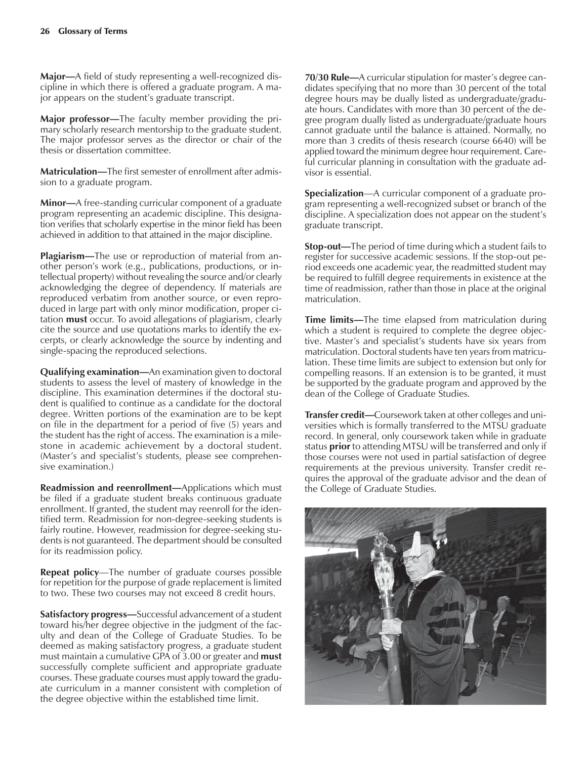**Major—**A field of study representing a well-recognized discipline in which there is offered a graduate program. A major appears on the student's graduate transcript.

**Major professor—**The faculty member providing the primary scholarly research mentorship to the graduate student. The major professor serves as the director or chair of the thesis or dissertation committee.

**Matriculation—**The first semester of enrollment after admission to a graduate program.

**Minor—**A free-standing curricular component of a graduate program representing an academic discipline. This designation verifies that scholarly expertise in the minor field has been achieved in addition to that attained in the major discipline.

**Plagiarism—**The use or reproduction of material from another person's work (e.g., publications, productions, or intellectual property) without revealing the source and/or clearly acknowledging the degree of dependency. If materials are reproduced verbatim from another source, or even reproduced in large part with only minor modification, proper citation **must** occur. To avoid allegations of plagiarism, clearly cite the source and use quotations marks to identify the excerpts, or clearly acknowledge the source by indenting and single-spacing the reproduced selections.

**Qualifying examination—**An examination given to doctoral students to assess the level of mastery of knowledge in the discipline. This examination determines if the doctoral student is qualified to continue as a candidate for the doctoral degree. Written portions of the examination are to be kept on file in the department for a period of five (5) years and the student has the right of access. The examination is a milestone in academic achievement by a doctoral student. (Master's and specialist's students, please see comprehensive examination.)

**Readmission and reenrollment—**Applications which must be filed if a graduate student breaks continuous graduate enrollment. If granted, the student may reenroll for the identified term. Readmission for non-degree-seeking students is fairly routine. However, readmission for degree-seeking students is not guaranteed. The department should be consulted for its readmission policy.

**Repeat policy**—The number of graduate courses possible for repetition for the purpose of grade replacement is limited to two. These two courses may not exceed 8 credit hours.

**Satisfactory progress—**Successful advancement of a student toward his/her degree objective in the judgment of the faculty and dean of the College of Graduate Studies. To be deemed as making satisfactory progress, a graduate student must maintain a cumulative GPA of 3.00 or greater and **must** successfully complete sufficient and appropriate graduate courses. These graduate courses must apply toward the graduate curriculum in a manner consistent with completion of the degree objective within the established time limit.

**70/30 Rule—**A curricular stipulation for master's degree candidates specifying that no more than 30 percent of the total degree hours may be dually listed as undergraduate/graduate hours. Candidates with more than 30 percent of the degree program dually listed as undergraduate/graduate hours cannot graduate until the balance is attained. Normally, no more than 3 credits of thesis research (course 6640) will be applied toward the minimum degree hour requirement. Careful curricular planning in consultation with the graduate advisor is essential.

**Specialization**—A curricular component of a graduate program representing a well-recognized subset or branch of the discipline. A specialization does not appear on the student's graduate transcript.

**Stop-out—**The period of time during which a student fails to register for successive academic sessions. If the stop-out period exceeds one academic year, the readmitted student may be required to fulfill degree requirements in existence at the time of readmission, rather than those in place at the original matriculation.

**Time limits—**The time elapsed from matriculation during which a student is required to complete the degree objective. Master's and specialist's students have six years from matriculation. Doctoral students have ten years from matriculation. These time limits are subject to extension but only for compelling reasons. If an extension is to be granted, it must be supported by the graduate program and approved by the dean of the College of Graduate Studies.

**Transfer credit—**Coursework taken at other colleges and universities which is formally transferred to the MTSU graduate record. In general, only coursework taken while in graduate status **prior** to attending MTSU will be transferred and only if those courses were not used in partial satisfaction of degree requirements at the previous university. Transfer credit requires the approval of the graduate advisor and the dean of the College of Graduate Studies.